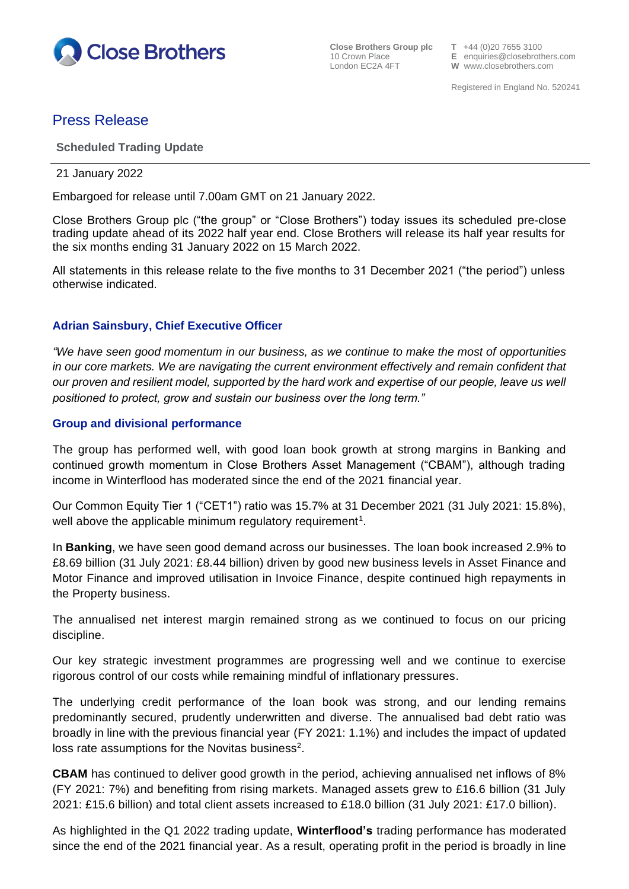Close Brothers

**Close Brothers Group plc**
10 Crown Place
London EC2A 4FT

**T** +44 (0)20 7655 3100
**E** enquiries@closebrothers.com
**W** www.closebrothers.com

Registered in England No. 520241

# Press Release

**Scheduled Trading Update**

21 January 2022

Embargoed for release until 7.00am GMT on 21 January 2022.

Close Brothers Group plc ("the group" or "Close Brothers") today issues its scheduled pre-close trading update ahead of its 2022 half year end. Close Brothers will release its half year results for the six months ending 31 January 2022 on 15 March 2022.

All statements in this release relate to the five months to 31 December 2021 ("the period") unless otherwise indicated.

## Adrian Sainsbury, Chief Executive Officer

*"We have seen good momentum in our business, as we continue to make the most of opportunities in our core markets. We are navigating the current environment effectively and remain confident that our proven and resilient model, supported by the hard work and expertise of our people, leave us well positioned to protect, grow and sustain our business over the long term."*

## Group and divisional performance

The group has performed well, with good loan book growth at strong margins in Banking and continued growth momentum in Close Brothers Asset Management ("CBAM"), although trading income in Winterflood has moderated since the end of the 2021 financial year.

Our Common Equity Tier 1 ("CET1") ratio was 15.7% at 31 December 2021 (31 July 2021: 15.8%), well above the applicable minimum regulatory requirement[1].

In **Banking**, we have seen good demand across our businesses. The loan book increased 2.9% to £8.69 billion (31 July 2021: £8.44 billion) driven by good new business levels in Asset Finance and Motor Finance and improved utilisation in Invoice Finance, despite continued high repayments in the Property business.

The annualised net interest margin remained strong as we continued to focus on our pricing discipline.

Our key strategic investment programmes are progressing well and we continue to exercise rigorous control of our costs while remaining mindful of inflationary pressures.

The underlying credit performance of the loan book was strong, and our lending remains predominantly secured, prudently underwritten and diverse. The annualised bad debt ratio was broadly in line with the previous financial year (FY 2021: 1.1%) and includes the impact of updated loss rate assumptions for the Novitas business[2].

**CBAM** has continued to deliver good growth in the period, achieving annualised net inflows of 8% (FY 2021: 7%) and benefiting from rising markets. Managed assets grew to £16.6 billion (31 July 2021: £15.6 billion) and total client assets increased to £18.0 billion (31 July 2021: £17.0 billion).

As highlighted in the Q1 2022 trading update, **Winterflood's** trading performance has moderated since the end of the 2021 financial year. As a result, operating profit in the period is broadly in line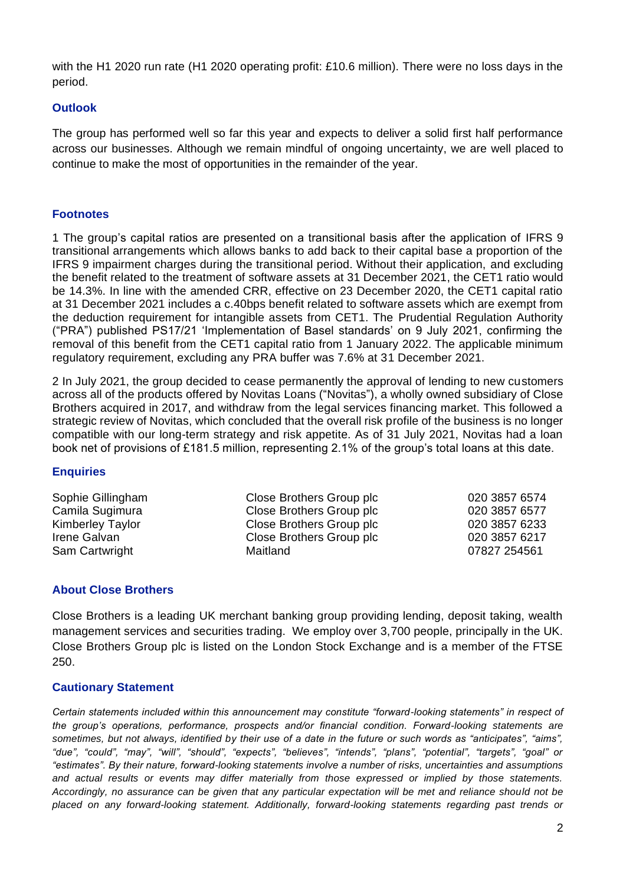with the H1 2020 run rate (H1 2020 operating profit: £10.6 million). There were no loss days in the period.

## Outlook

The group has performed well so far this year and expects to deliver a solid first half performance across our businesses. Although we remain mindful of ongoing uncertainty, we are well placed to continue to make the most of opportunities in the remainder of the year.

## Footnotes

1 The group's capital ratios are presented on a transitional basis after the application of IFRS 9 transitional arrangements which allows banks to add back to their capital base a proportion of the IFRS 9 impairment charges during the transitional period. Without their application, and excluding the benefit related to the treatment of software assets at 31 December 2021, the CET1 ratio would be 14.3%. In line with the amended CRR, effective on 23 December 2020, the CET1 capital ratio at 31 December 2021 includes a c.40bps benefit related to software assets which are exempt from the deduction requirement for intangible assets from CET1. The Prudential Regulation Authority ("PRA") published PS17/21 'Implementation of Basel standards' on 9 July 2021, confirming the removal of this benefit from the CET1 capital ratio from 1 January 2022. The applicable minimum regulatory requirement, excluding any PRA buffer was 7.6% at 31 December 2021.

2 In July 2021, the group decided to cease permanently the approval of lending to new customers across all of the products offered by Novitas Loans ("Novitas"), a wholly owned subsidiary of Close Brothers acquired in 2017, and withdraw from the legal services financing market. This followed a strategic review of Novitas, which concluded that the overall risk profile of the business is no longer compatible with our long-term strategy and risk appetite. As of 31 July 2021, Novitas had a loan book net of provisions of £181.5 million, representing 2.1% of the group's total loans at this date.

## Enquiries

| | | |
|---|---|---|
| Sophie Gillingham | Close Brothers Group plc | 020 3857 6574 |
| Camila Sugimura | Close Brothers Group plc | 020 3857 6577 |
| Kimberley Taylor | Close Brothers Group plc | 020 3857 6233 |
| Irene Galvan | Close Brothers Group plc | 020 3857 6217 |
| Sam Cartwright | Maitland | 07827 254561 |

## About Close Brothers

Close Brothers is a leading UK merchant banking group providing lending, deposit taking, wealth management services and securities trading. We employ over 3,700 people, principally in the UK. Close Brothers Group plc is listed on the London Stock Exchange and is a member of the FTSE 250.

## Cautionary Statement

*Certain statements included within this announcement may constitute "forward-looking statements" in respect of the group's operations, performance, prospects and/or financial condition. Forward-looking statements are sometimes, but not always, identified by their use of a date in the future or such words as "anticipates", "aims", "due", "could", "may", "will", "should", "expects", "believes", "intends", "plans", "potential", "targets", "goal" or "estimates". By their nature, forward-looking statements involve a number of risks, uncertainties and assumptions and actual results or events may differ materially from those expressed or implied by those statements. Accordingly, no assurance can be given that any particular expectation will be met and reliance should not be placed on any forward-looking statement. Additionally, forward-looking statements regarding past trends or*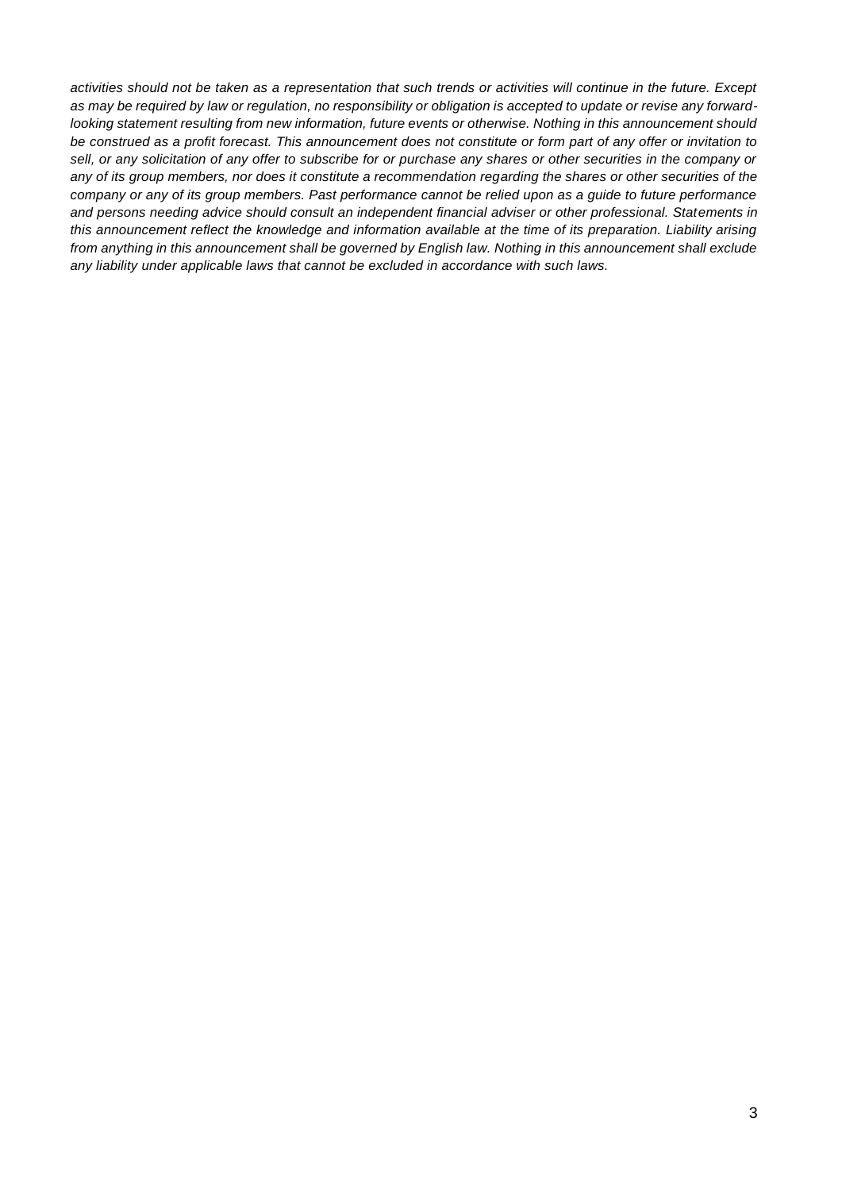*activities should not be taken as a representation that such trends or activities will continue in the future. Except as may be required by law or regulation, no responsibility or obligation is accepted to update or revise any forward-looking statement resulting from new information, future events or otherwise. Nothing in this announcement should be construed as a profit forecast. This announcement does not constitute or form part of any offer or invitation to sell, or any solicitation of any offer to subscribe for or purchase any shares or other securities in the company or any of its group members, nor does it constitute a recommendation regarding the shares or other securities of the company or any of its group members. Past performance cannot be relied upon as a guide to future performance and persons needing advice should consult an independent financial adviser or other professional. Statements in this announcement reflect the knowledge and information available at the time of its preparation. Liability arising from anything in this announcement shall be governed by English law. Nothing in this announcement shall exclude any liability under applicable laws that cannot be excluded in accordance with such laws.*